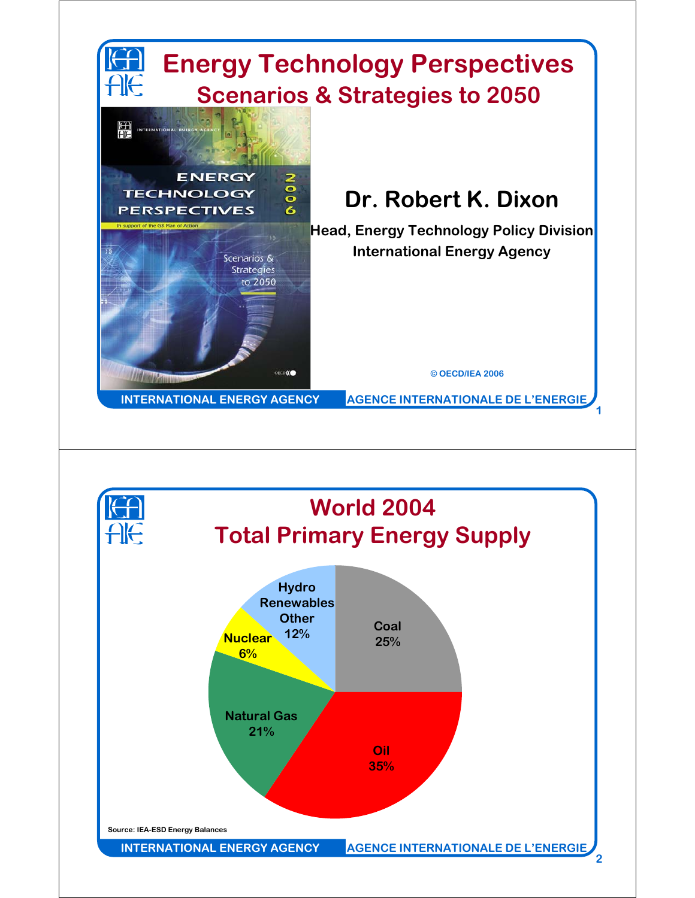# Energy Technology Perspectives

## Scenarios & Strategies to 2050

ENERGY TECHNOLOGY PERSPECTIVES 2006

In support of the G8 Plan of Action

Scenarios & Strategies to 2050

**Dr. Robert K. Dixon**

**Head, Energy Technology Policy Division**

**International Energy Agency**

© OECD/IEA 2006

INTERNATIONAL ENERGY AGENCY — AGENCE INTERNATIONALE DE L'ENERGIE

---

# World 2004

## Total Primary Energy Supply

| Source | Share |
| --- | --- |
| Coal | 25% |
| Oil | 35% |
| Natural Gas | 21% |
| Nuclear | 6% |
| Hydro Renewables Other | 12% |

Source: IEA-ESD Energy Balances

INTERNATIONAL ENERGY AGENCY — AGENCE INTERNATIONALE DE L'ENERGIE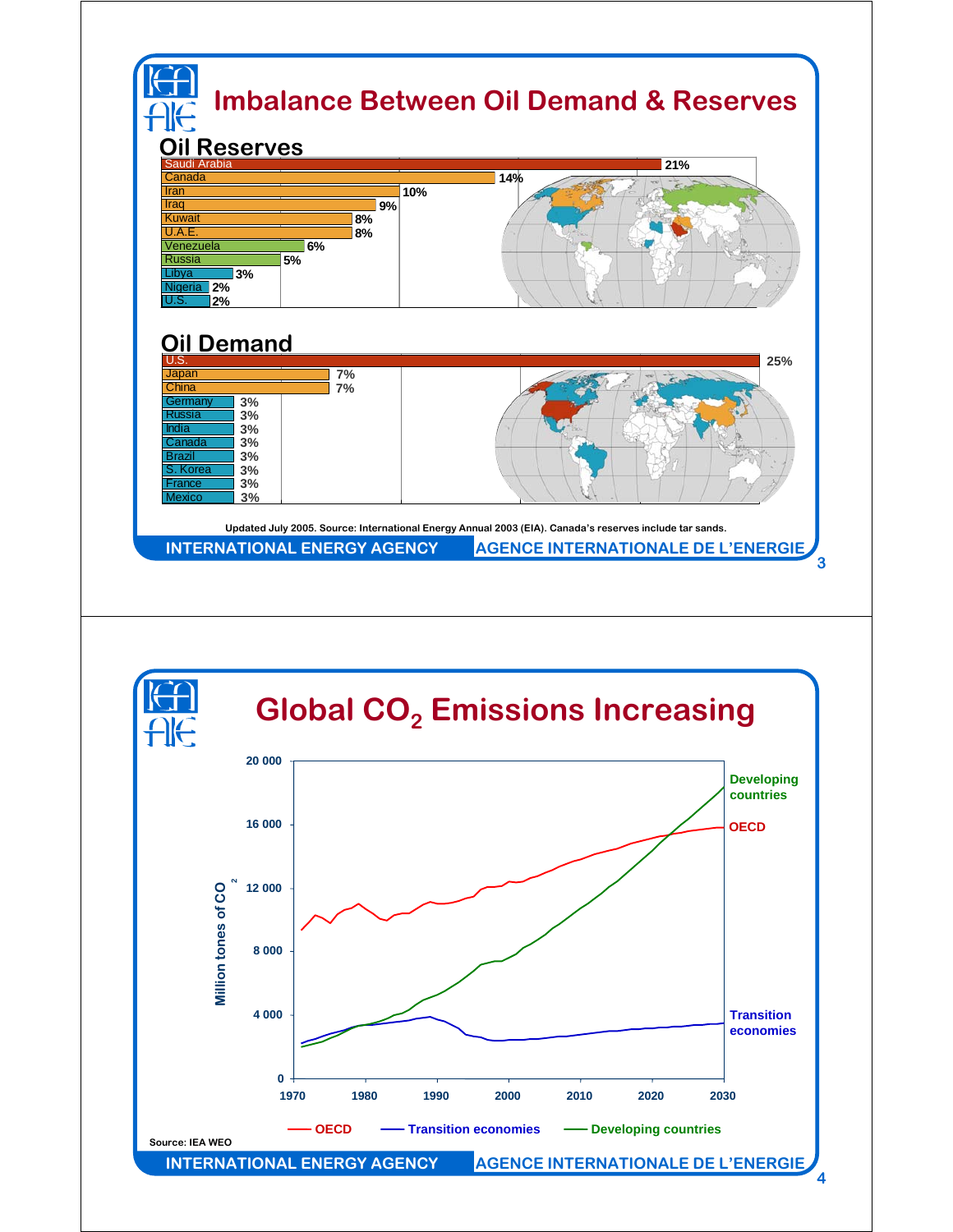# Imbalance Between Oil Demand & Reserves

## Oil Reserves

| Country | Share |
|---|---|
| Saudi Arabia | 21% |
| Canada | 14% |
| Iran | 10% |
| Iraq | 9% |
| Kuwait | 8% |
| U.A.E. | 8% |
| Venezuela | 6% |
| Russia | 5% |
| Libya | 3% |
| Nigeria | 2% |
| U.S. | 2% |

## Oil Demand

| Country | Share |
|---|---|
| U.S. | 25% |
| Japan | 7% |
| China | 7% |
| Germany | 3% |
| Russia | 3% |
| India | 3% |
| Canada | 3% |
| Brazil | 3% |
| S. Korea | 3% |
| France | 3% |
| Mexico | 3% |

Updated July 2005. Source: International Energy Annual 2003 (EIA). Canada's reserves include tar sands.

INTERNATIONAL ENERGY AGENCY AGENCE INTERNATIONALE DE L'ENERGIE

# Global $CO_2$ Emissions Increasing

Million tones of $CO_2$ (0 – 20 000), 1970–2030: Developing countries, OECD, Transition economies

Source: IEA WEO

INTERNATIONAL ENERGY AGENCY AGENCE INTERNATIONALE DE L'ENERGIE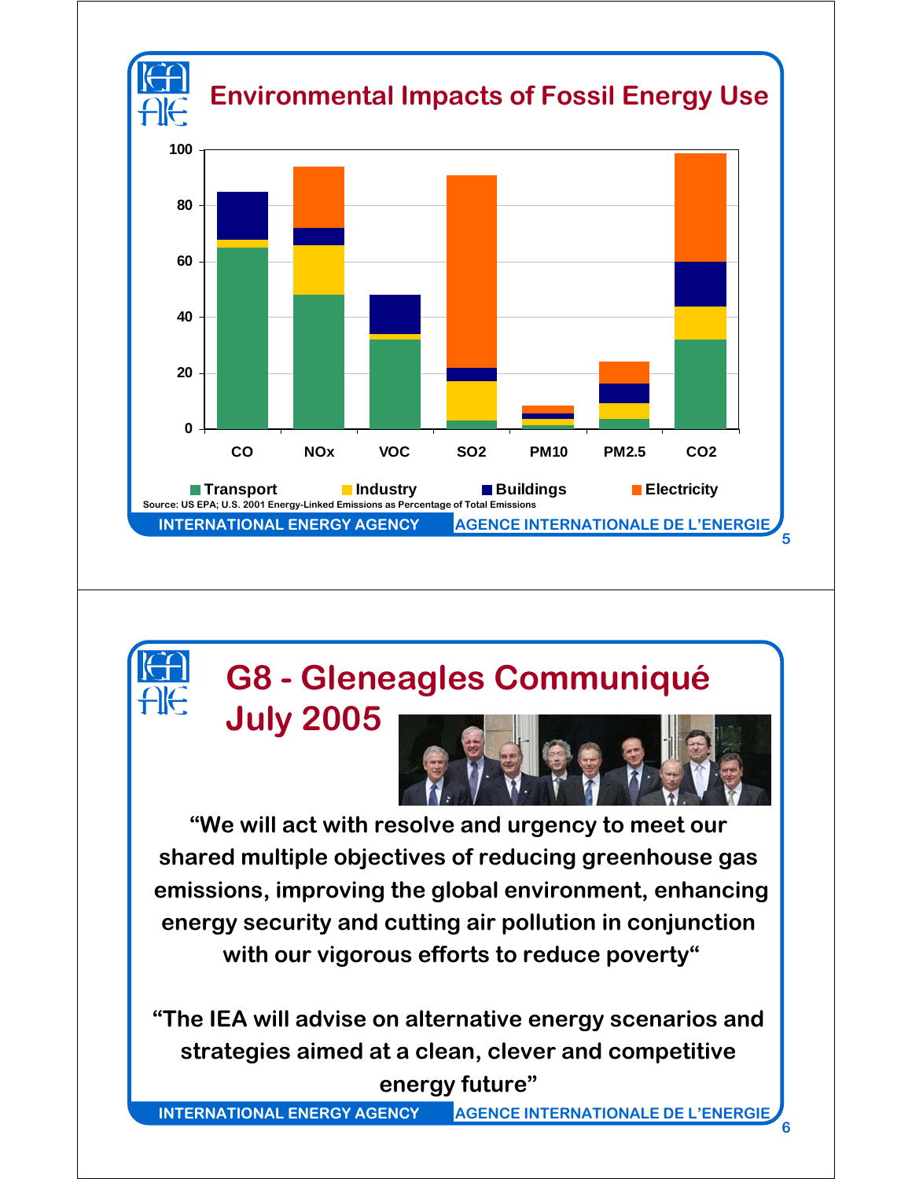# Environmental Impacts of Fossil Energy Use

| | CO | NOx | VOC | SO2 | PM10 | PM2.5 | CO2 |
|---|---|---|---|---|---|---|---|
| Transport | 65 | 48 | 32 | 3 | 1.5 | 3.5 | 32 |
| Industry | 3 | 18 | 2 | 14 | 2 | 6 | 12 |
| Buildings | 17 | 6 | 14 | 5 | 2 | 7 | 16 |
| Electricity | | 22 | | 69 | 3 | 8 | 39 |

Source: US EPA; U.S. 2001 Energy-Linked Emissions as Percentage of Total Emissions

# G8 - Gleneagles Communiqué July 2005

**"We will act with resolve and urgency to meet our shared multiple objectives of reducing greenhouse gas emissions, improving the global environment, enhancing energy security and cutting air pollution in conjunction with our vigorous efforts to reduce poverty"**

**"The IEA will advise on alternative energy scenarios and strategies aimed at a clean, clever and competitive energy future"**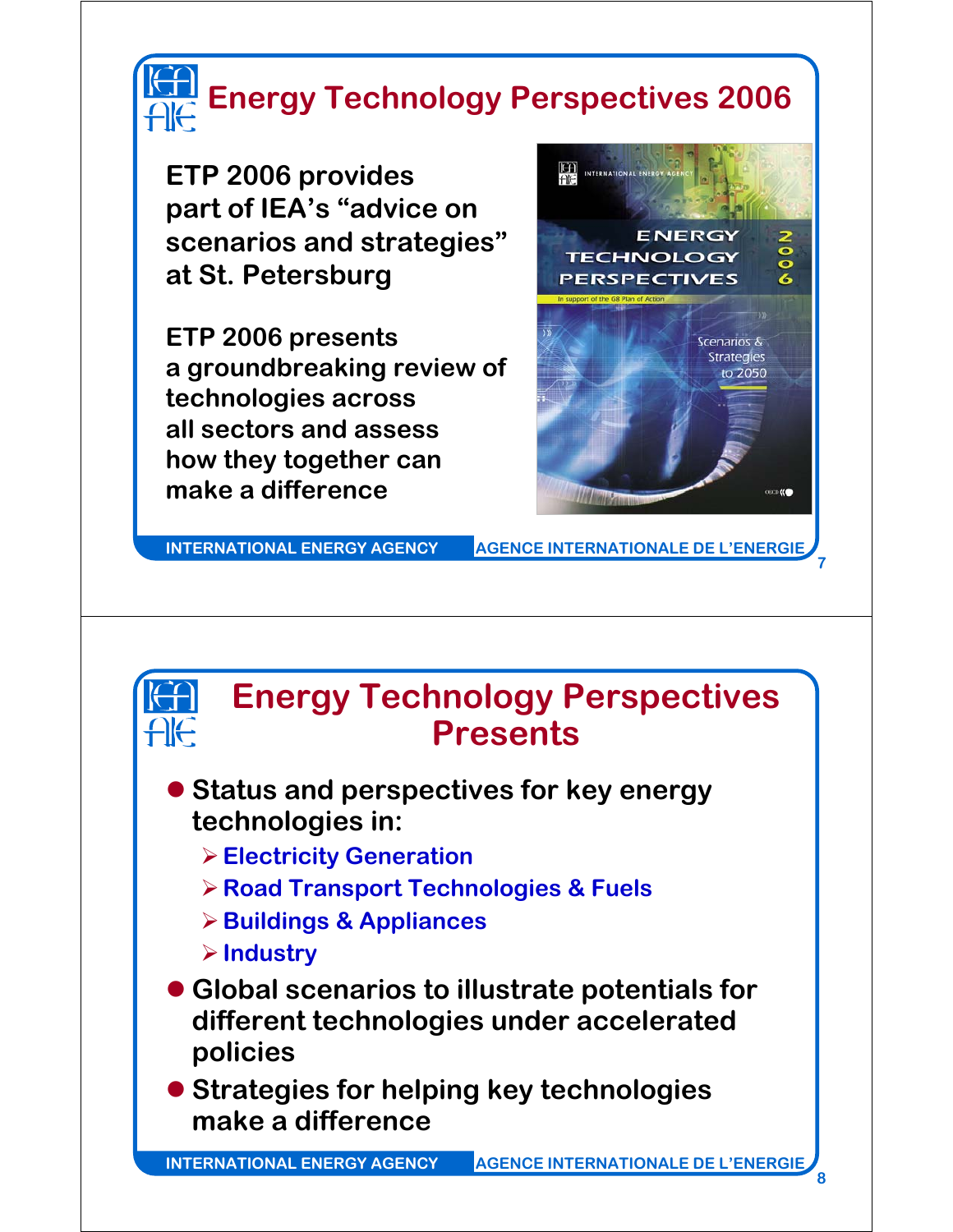# Energy Technology Perspectives 2006

ETP 2006 provides part of IEA's "advice on scenarios and strategies" at St. Petersburg

ETP 2006 presents a groundbreaking review of technologies across all sectors and assess how they together can make a difference

INTERNATIONAL ENERGY AGENCY AGENCE INTERNATIONALE DE L'ENERGIE

# Energy Technology Perspectives Presents

- Status and perspectives for key energy technologies in:
  - Electricity Generation
  - Road Transport Technologies & Fuels
  - Buildings & Appliances
  - Industry
- Global scenarios to illustrate potentials for different technologies under accelerated policies
- Strategies for helping key technologies make a difference

INTERNATIONAL ENERGY AGENCY AGENCE INTERNATIONALE DE L'ENERGIE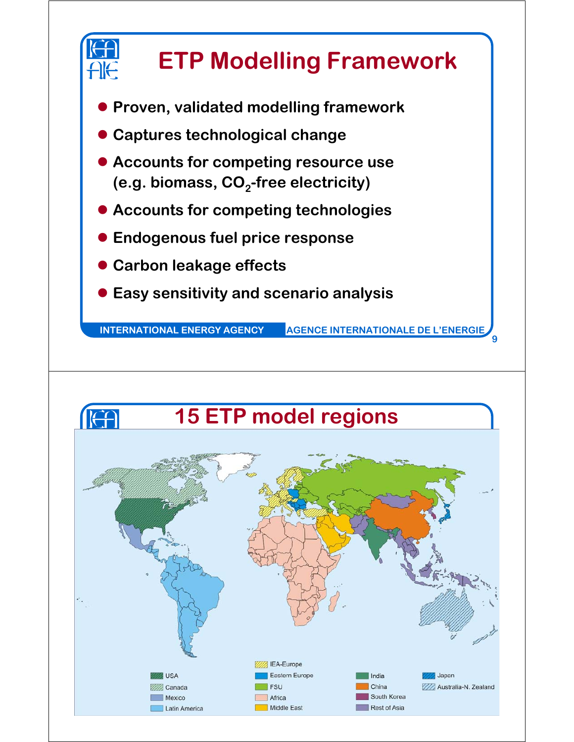## ETP Modelling Framework

- Proven, validated modelling framework
- Captures technological change
- Accounts for competing resource use (e.g. biomass, $CO_2$-free electricity)
- Accounts for competing technologies
- Endogenous fuel price response
- Carbon leakage effects
- Easy sensitivity and scenario analysis

INTERNATIONAL ENERGY AGENCY AGENCE INTERNATIONALE DE L'ENERGIE

## 15 ETP model regions

USA
Canada
Mexico
Latin America
IEA-Europe
Eastern Europe
FSU
Africa
Middle East
India
China
South Korea
Rest of Asia
Japan
Australia-N. Zealand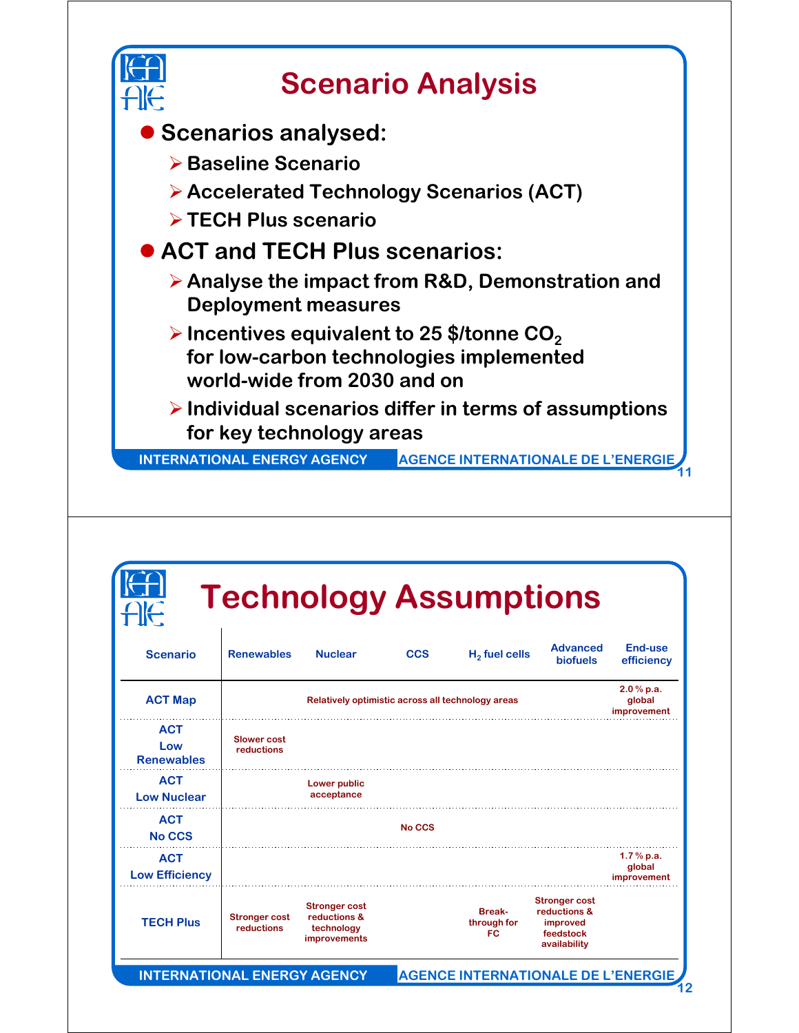# Scenario Analysis

- **Scenarios analysed:**
  - **Baseline Scenario**
  - **Accelerated Technology Scenarios (ACT)**
  - **TECH Plus scenario**
- **ACT and TECH Plus scenarios:**
  - **Analyse the impact from R&D, Demonstration and Deployment measures**
  - **Incentives equivalent to 25 \$/tonne $CO_2$ for low-carbon technologies implemented world-wide from 2030 and on**
  - **Individual scenarios differ in terms of assumptions for key technology areas**

# Technology Assumptions

| Scenario | Renewables | Nuclear | CCS | $H_2$ fuel cells | Advanced biofuels | End-use efficiency |
|---|---|---|---|---|---|---|
| ACT Map | Relatively optimistic across all technology areas | | | | | 2.0 % p.a. global improvement |
| ACT Low Renewables | Slower cost reductions | | | | | |
| ACT Low Nuclear | | Lower public acceptance | | | | |
| ACT No CCS | | | No CCS | | | |
| ACT Low Efficiency | | | | | | 1.7 % p.a. global improvement |
| TECH Plus | Stronger cost reductions | Stronger cost reductions & technology improvements | | Break-through for FC | Stronger cost reductions & improved feedstock availability | |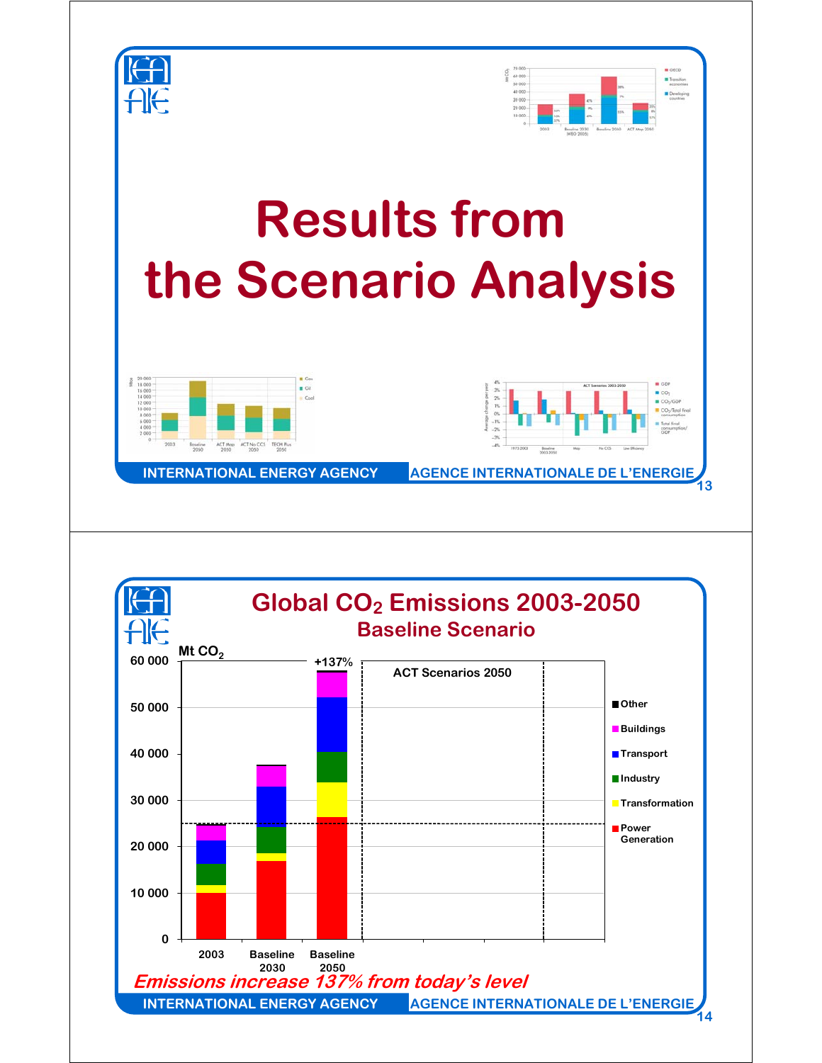# Results from the Scenario Analysis

## Global $CO_2$ Emissions 2003-2050

### Baseline Scenario

Mt $CO_2$

| | 2003 | Baseline 2030 | Baseline 2050 |
|---|---|---|---|
| Axis | 0 – 60 000 | | +137% |

ACT Scenarios 2050

Legend: Other, Buildings, Transport, Industry, Transformation, Power Generation

***Emissions increase 137% from today's level***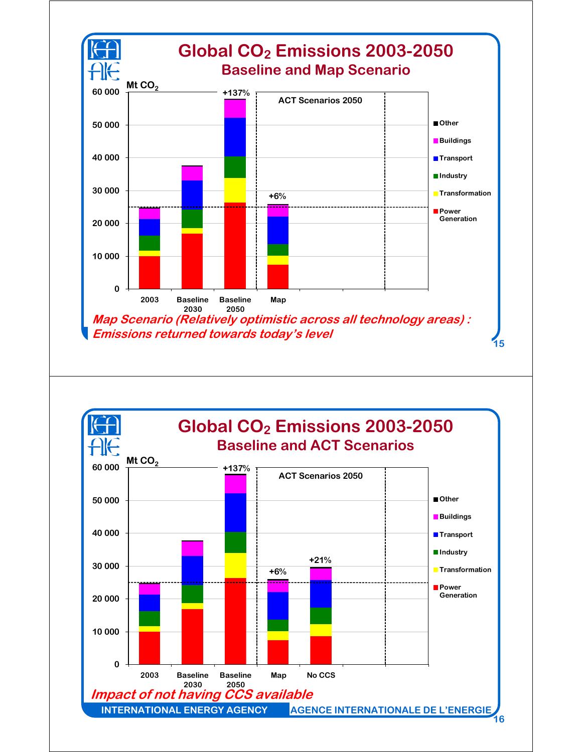# Global $CO_2$ Emissions 2003-2050

## Baseline and Map Scenario

Mt $CO_2$

60 000
50 000
40 000
30 000
20 000
10 000
0

+137%

ACT Scenarios 2050

+6%

2003 | Baseline 2030 | Baseline 2050 | Map

- Other
- Buildings
- Transport
- Industry
- Transformation
- Power Generation

*Map Scenario (Relatively optimistic across all technology areas) : Emissions returned towards today's level*

# Global $CO_2$ Emissions 2003-2050

## Baseline and ACT Scenarios

Mt $CO_2$

60 000
50 000
40 000
30 000
20 000
10 000
0

+137%

ACT Scenarios 2050

+6%

+21%

2003 | Baseline 2030 | Baseline 2050 | Map | No CCS

- Other
- Buildings
- Transport
- Industry
- Transformation
- Power Generation

*Impact of not having CCS available*

INTERNATIONAL ENERGY AGENCY | AGENCE INTERNATIONALE DE L'ENERGIE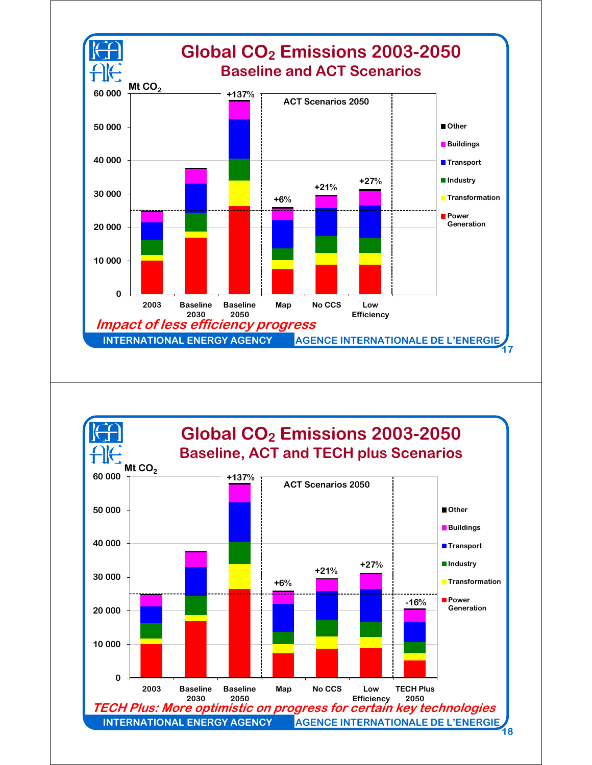# Global $CO_2$ Emissions 2003-2050

## Baseline and ACT Scenarios

Mt $CO_2$

| | 2003 | Baseline 2030 | Baseline 2050 | Map | No CCS | Low Efficiency |
|---|---|---|---|---|---|---|
| Change vs 2003 | | | +137% | +6% | +21% | +27% |

ACT Scenarios 2050

Legend: Other, Buildings, Transport, Industry, Transformation, Power Generation

Y-axis: 0, 10 000, 20 000, 30 000, 40 000, 50 000, 60 000

*Impact of less efficiency progress*

INTERNATIONAL ENERGY AGENCY — AGENCE INTERNATIONALE DE L'ENERGIE

---

# Global $CO_2$ Emissions 2003-2050

## Baseline, ACT and TECH plus Scenarios

Mt $CO_2$

| | 2003 | Baseline 2030 | Baseline 2050 | Map | No CCS | Low Efficiency | TECH Plus 2050 |
|---|---|---|---|---|---|---|---|
| Change vs 2003 | | | +137% | +6% | +21% | +27% | -16% |

ACT Scenarios 2050

Legend: Other, Buildings, Transport, Industry, Transformation, Power Generation

Y-axis: 0, 10 000, 20 000, 30 000, 40 000, 50 000, 60 000

*TECH Plus: More optimistic on progress for certain key technologies*

INTERNATIONAL ENERGY AGENCY — AGENCE INTERNATIONALE DE L'ENERGIE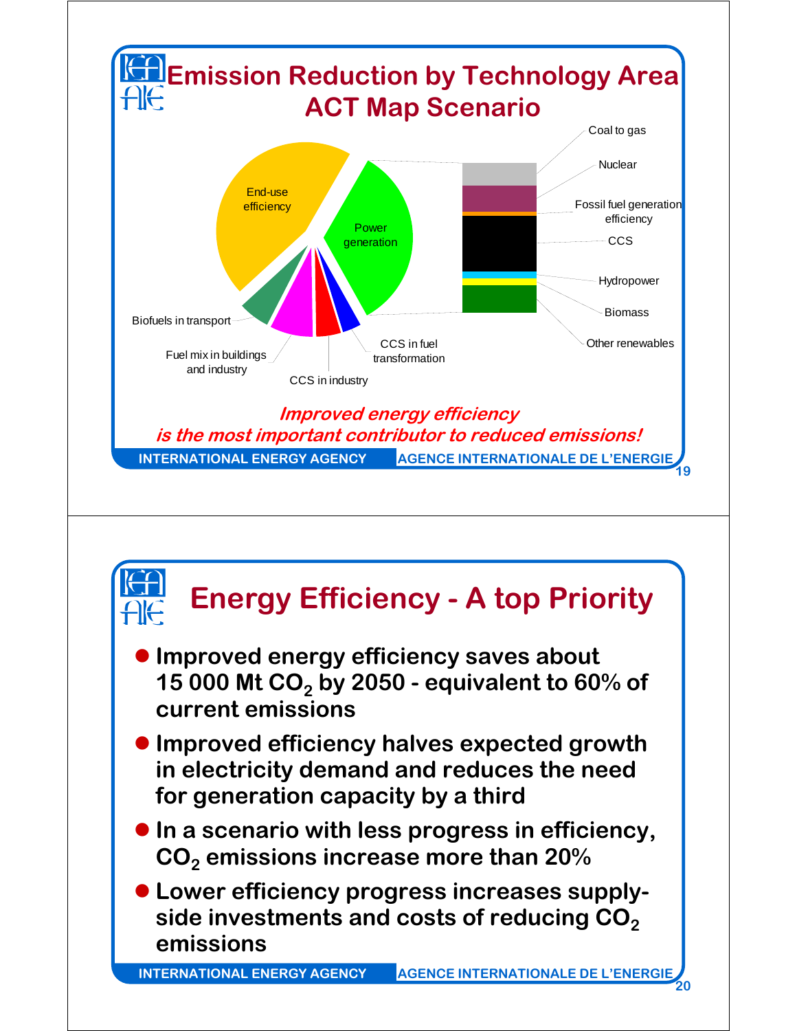## Emission Reduction by Technology Area ACT Map Scenario

End-use efficiency

Power generation

Coal to gas

Nuclear

Fossil fuel generation efficiency

CCS

Hydropower

Biomass

Other renewables

Biofuels in transport

Fuel mix in buildings and industry

CCS in industry

CCS in fuel transformation

*Improved energy efficiency is the most important contributor to reduced emissions!*

## Energy Efficiency - A top Priority

- **Improved energy efficiency saves about 15 000 Mt $CO_2$ by 2050 - equivalent to 60% of current emissions**
- **Improved efficiency halves expected growth in electricity demand and reduces the need for generation capacity by a third**
- **In a scenario with less progress in efficiency, $CO_2$ emissions increase more than 20%**
- **Lower efficiency progress increases supply-side investments and costs of reducing $CO_2$ emissions**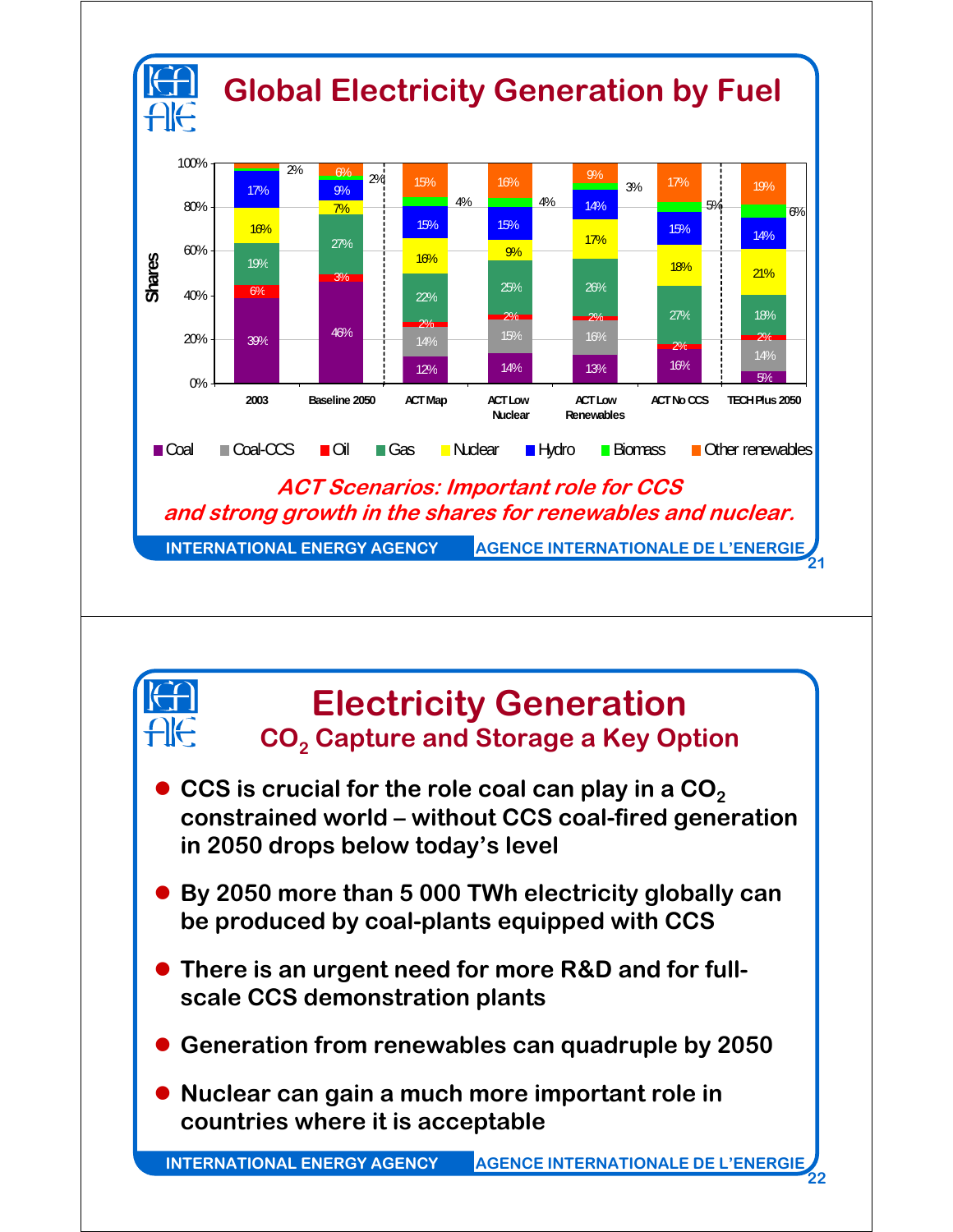# Global Electricity Generation by Fuel

| Scenario | Coal | Coal-CCS | Oil | Gas | Nuclear | Hydro | Biomass | Other renewables |
|---|---|---|---|---|---|---|---|---|
| 2003 | 39% | | 6% | 19% | 16% | 17% | | 2% |
| Baseline 2050 | 46% | | 3% | 27% | 7% | 9% | 2% | 6% |
| ACT Map | 12% | 14% | 2% | 22% | 16% | 15% | 4% | 15% |
| ACT Low Nuclear | 14% | 15% | 2% | 25% | 9% | 15% | 4% | 16% |
| ACT Low Renewables | 13% | 16% | 2% | 26% | 17% | 14% | 3% | 9% |
| ACT No CCS | 16% | | 2% | 27% | 18% | 15% | 5% | 17% |
| TECH Plus 2050 | 5% | 14% | 2% | 18% | 21% | 14% | 6% | 19% |

*ACT Scenarios: Important role for CCS and strong growth in the shares for renewables and nuclear.*

# Electricity Generation

## $CO_2$ Capture and Storage a Key Option

- **CCS is crucial for the role coal can play in a $CO_2$ constrained world – without CCS coal-fired generation in 2050 drops below today's level**
- **By 2050 more than 5 000 TWh electricity globally can be produced by coal-plants equipped with CCS**
- **There is an urgent need for more R&D and for full-scale CCS demonstration plants**
- **Generation from renewables can quadruple by 2050**
- **Nuclear can gain a much more important role in countries where it is acceptable**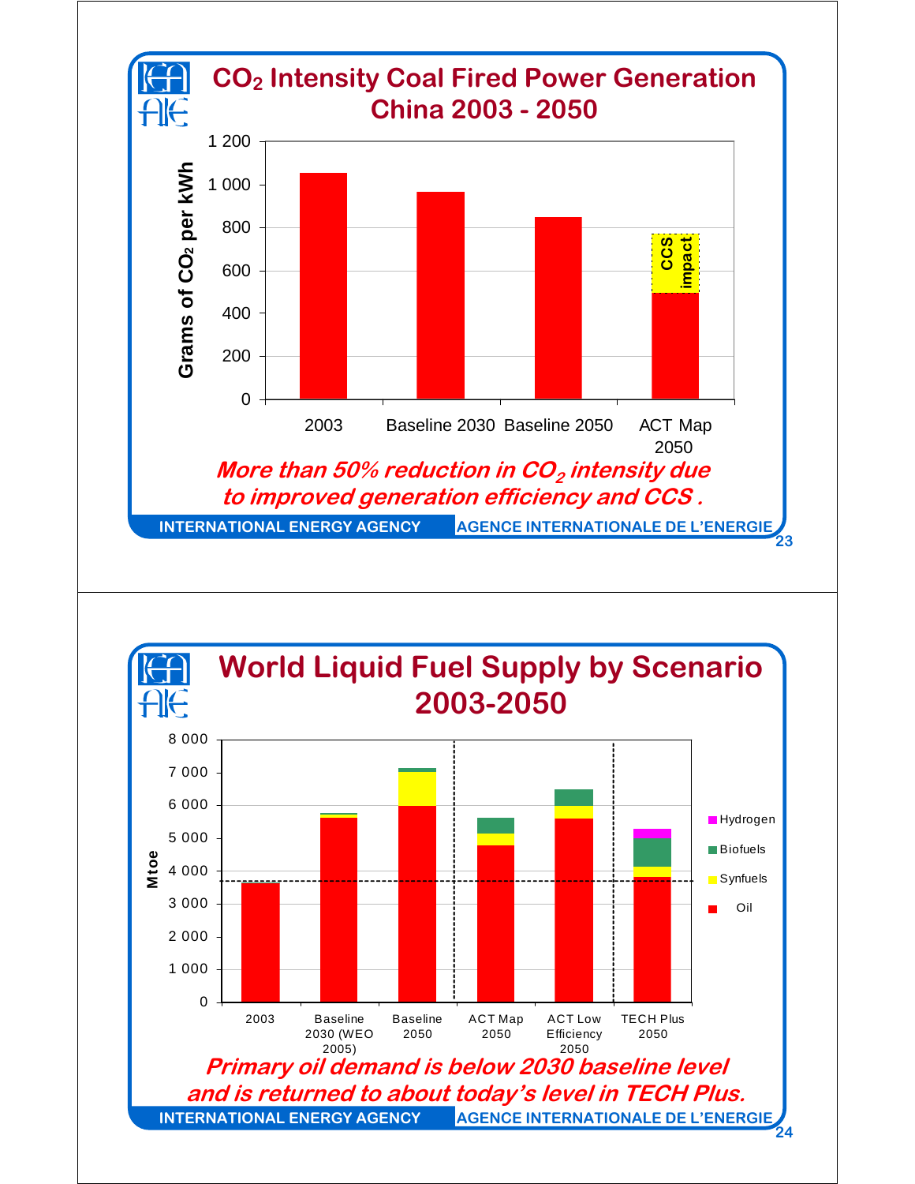# $CO_2$ Intensity Coal Fired Power Generation China 2003 - 2050

Grams of $CO_2$ per kWh

| | 2003 | Baseline 2030 | Baseline 2050 | ACT Map 2050 |
|---|---|---|---|---|

CCS impact

***More than 50% reduction in $CO_2$ intensity due to improved generation efficiency and CCS .***

INTERNATIONAL ENERGY AGENCY AGENCE INTERNATIONALE DE L'ENERGIE

# World Liquid Fuel Supply by Scenario 2003-2050

Mtoe

| | 2003 | Baseline 2030 (WEO 2005) | Baseline 2050 | ACT Map 2050 | ACT Low Efficiency 2050 | TECH Plus 2050 |
|---|---|---|---|---|---|---|

Legend: Hydrogen, Biofuels, Synfuels, Oil

***Primary oil demand is below 2030 baseline level and is returned to about today's level in TECH Plus.***

INTERNATIONAL ENERGY AGENCY AGENCE INTERNATIONALE DE L'ENERGIE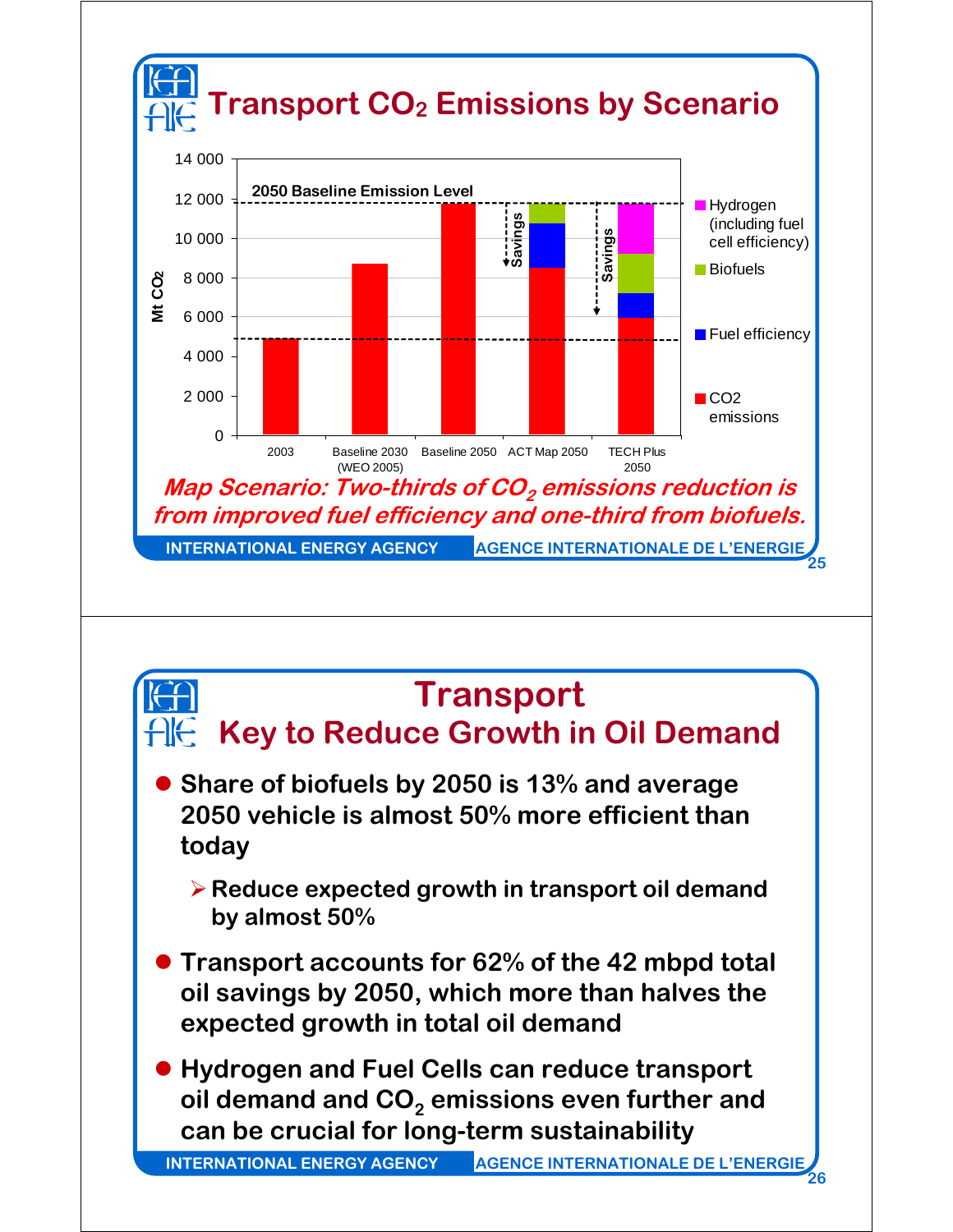## Transport $CO_2$ Emissions by Scenario

Mt $CO_2$

2050 Baseline Emission Level

Categories: 2003, Baseline 2030 (WEO 2005), Baseline 2050, ACT Map 2050, TECH Plus 2050

Legend: Hydrogen (including fuel cell efficiency), Biofuels, Fuel efficiency, CO2 emissions

Savings

*Map Scenario: Two-thirds of $CO_2$ emissions reduction is from improved fuel efficiency and one-third from biofuels.*

## Transport
## Key to Reduce Growth in Oil Demand

- **Share of biofuels by 2050 is 13% and average 2050 vehicle is almost 50% more efficient than today**
  - **Reduce expected growth in transport oil demand by almost 50%**
- **Transport accounts for 62% of the 42 mbpd total oil savings by 2050, which more than halves the expected growth in total oil demand**
- **Hydrogen and Fuel Cells can reduce transport oil demand and $CO_2$ emissions even further and can be crucial for long-term sustainability**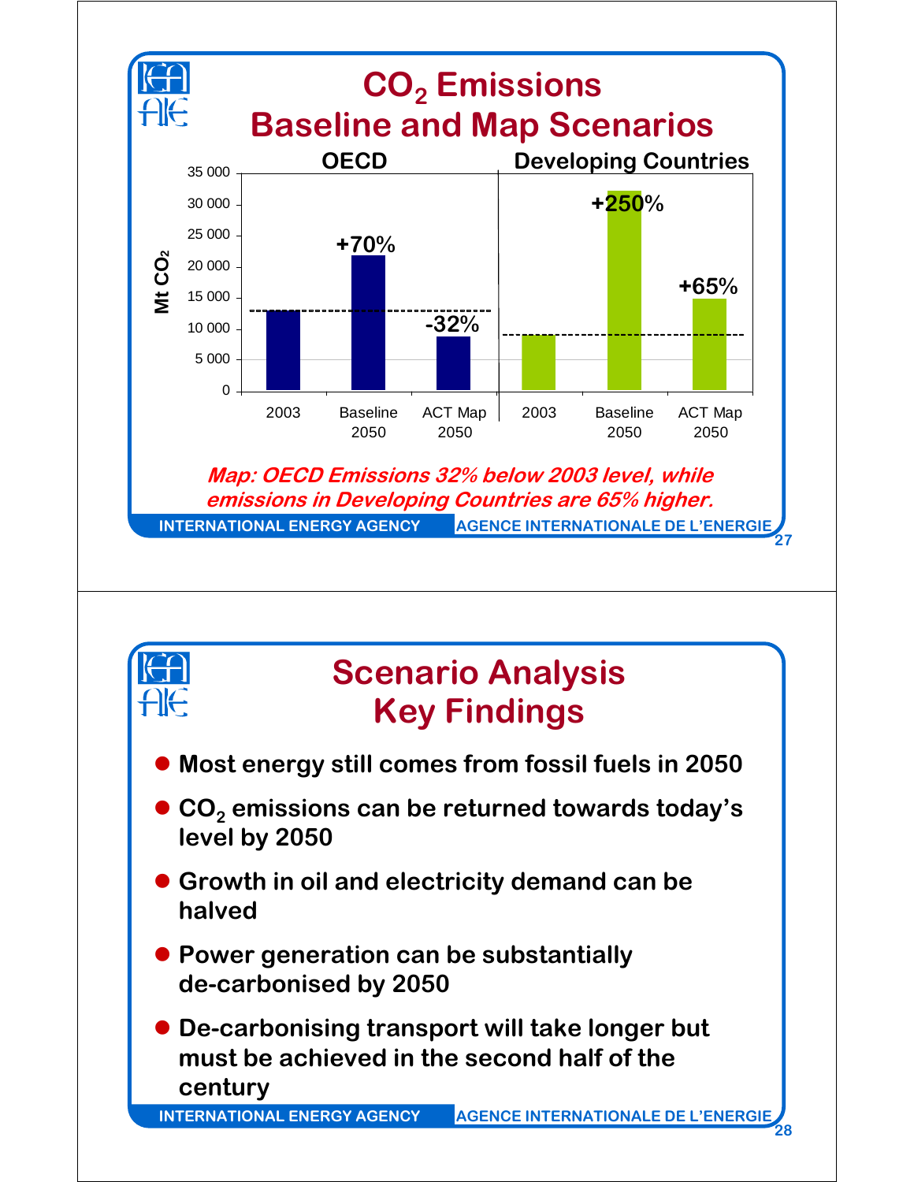# $CO_2$ Emissions Baseline and Map Scenarios

**OECD** | **Developing Countries**

| | 2003 | Baseline 2050 | ACT Map 2050 |
|---|---|---|---|
| OECD | | +70% | -32% |
| Developing Countries | | +250% | +65% |

Mt $CO_2$ (axis: 0 – 35 000)

*Map: OECD Emissions 32% below 2003 level, while emissions in Developing Countries are 65% higher.*

INTERNATIONAL ENERGY AGENCY AGENCE INTERNATIONALE DE L'ENERGIE

# Scenario Analysis Key Findings

- Most energy still comes from fossil fuels in 2050
- $CO_2$ emissions can be returned towards today's level by 2050
- Growth in oil and electricity demand can be halved
- Power generation can be substantially de-carbonised by 2050
- De-carbonising transport will take longer but must be achieved in the second half of the century

INTERNATIONAL ENERGY AGENCY AGENCE INTERNATIONALE DE L'ENERGIE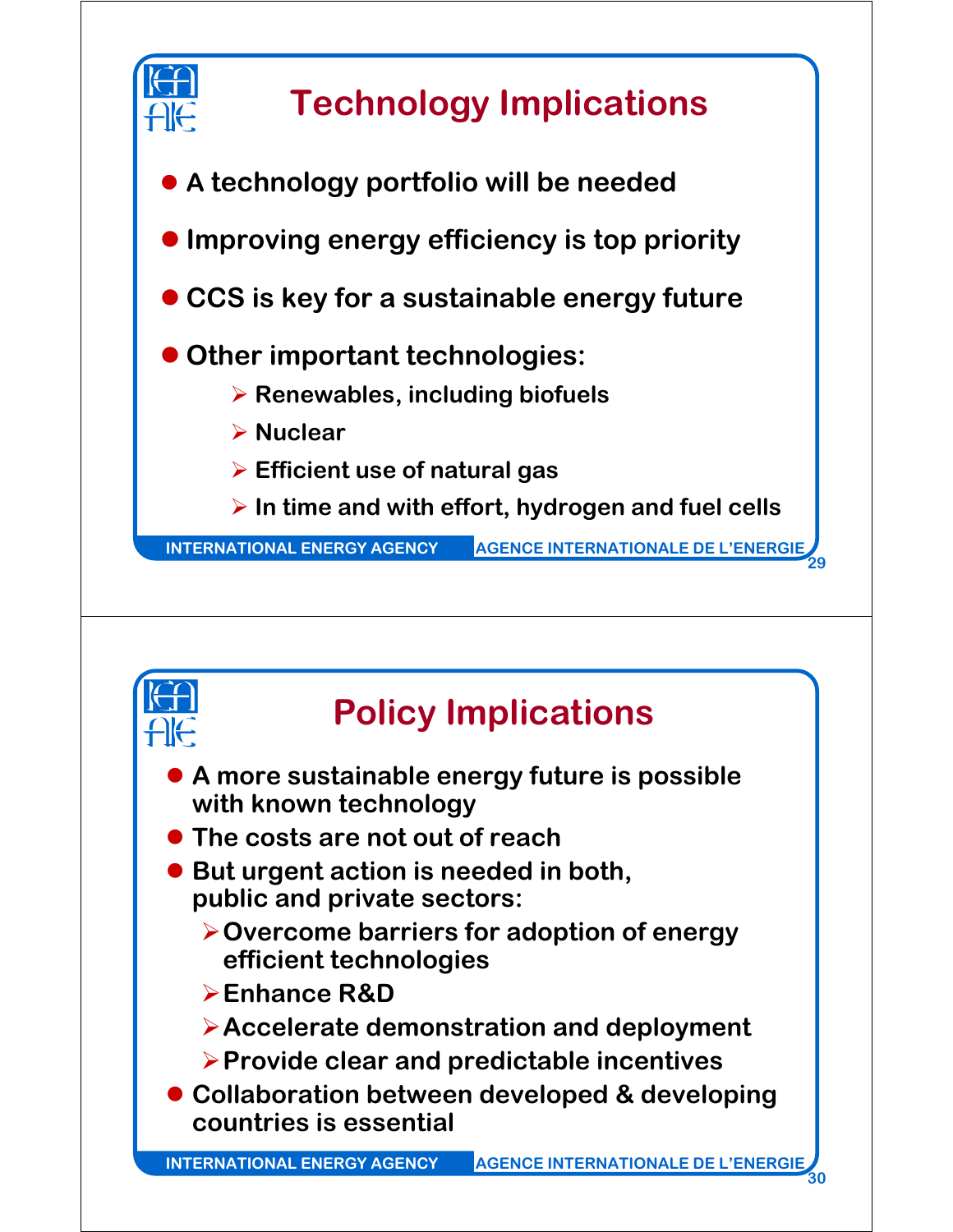# Technology Implications

- A technology portfolio will be needed
- Improving energy efficiency is top priority
- CCS is key for a sustainable energy future
- Other important technologies:
  - Renewables, including biofuels
  - Nuclear
  - Efficient use of natural gas
  - In time and with effort, hydrogen and fuel cells

# Policy Implications

- A more sustainable energy future is possible with known technology
- The costs are not out of reach
- But urgent action is needed in both, public and private sectors:
  - Overcome barriers for adoption of energy efficient technologies
  - Enhance R&D
  - Accelerate demonstration and deployment
  - Provide clear and predictable incentives
- Collaboration between developed & developing countries is essential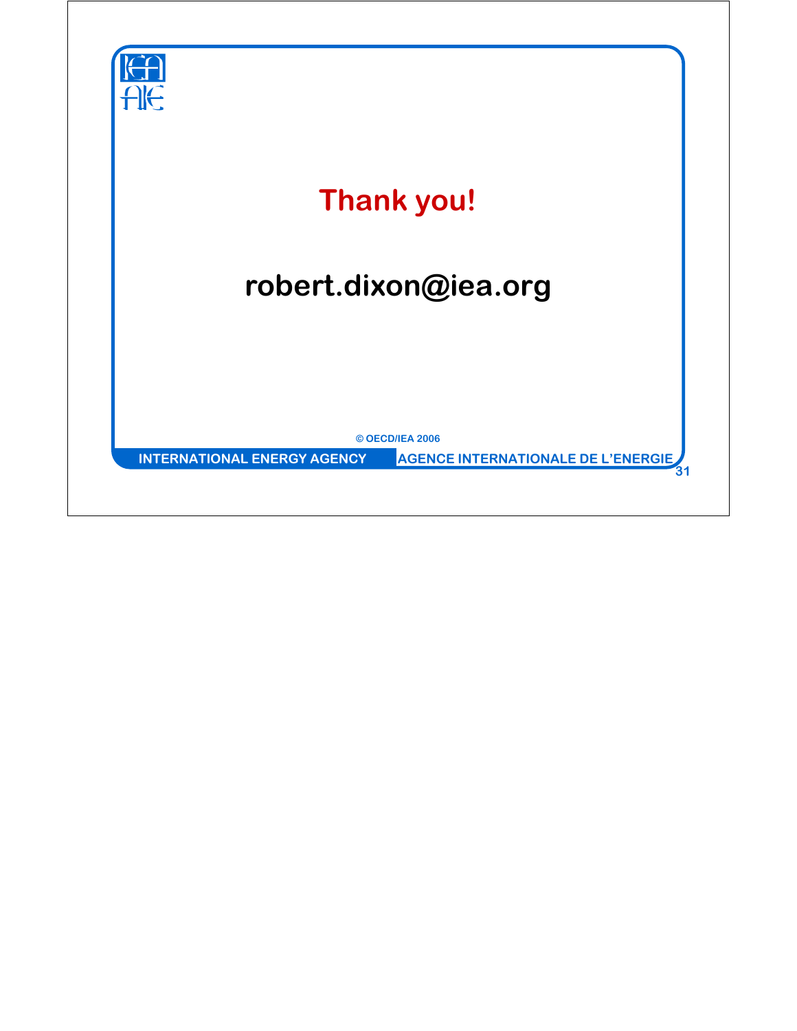# Thank you!

**robert.dixon@iea.org**

© OECD/IEA 2006